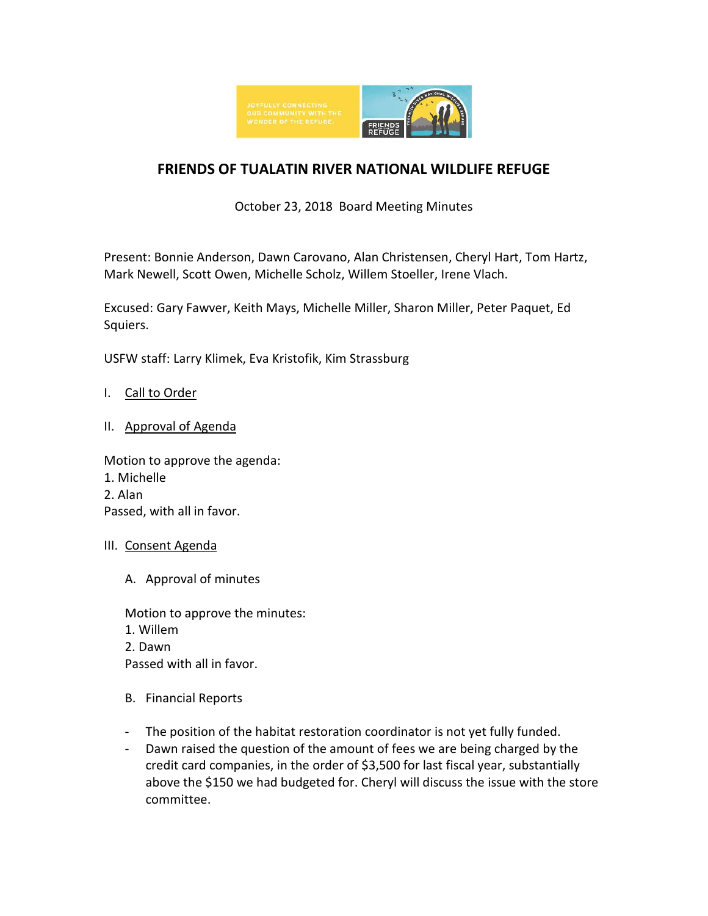# FRIENDS OF TUALATIN RIVER NATIONAL WILDLIFE REFUGE

October 23, 2018 Board Meeting Minutes

Present: Bonnie Anderson, Dawn Carovano, Alan Christensen, Cheryl Hart, Tom Hartz, Mark Newell, Scott Owen, Michelle Scholz, Willem Stoeller, Irene Vlach.

Excused: Gary Fawver, Keith Mays, Michelle Miller, Sharon Miller, Peter Paquet, Ed Squiers.

USFW staff: Larry Klimek, Eva Kristofik, Kim Strassburg

I. Call to Order

II. Approval of Agenda

Motion to approve the agenda:
1. Michelle
2. Alan
Passed, with all in favor.

III. Consent Agenda

A. Approval of minutes

Motion to approve the minutes:
1. Willem
2. Dawn
Passed with all in favor.

B. Financial Reports

- The position of the habitat restoration coordinator is not yet fully funded.
- Dawn raised the question of the amount of fees we are being charged by the credit card companies, in the order of $3,500 for last fiscal year, substantially above the $150 we had budgeted for. Cheryl will discuss the issue with the store committee.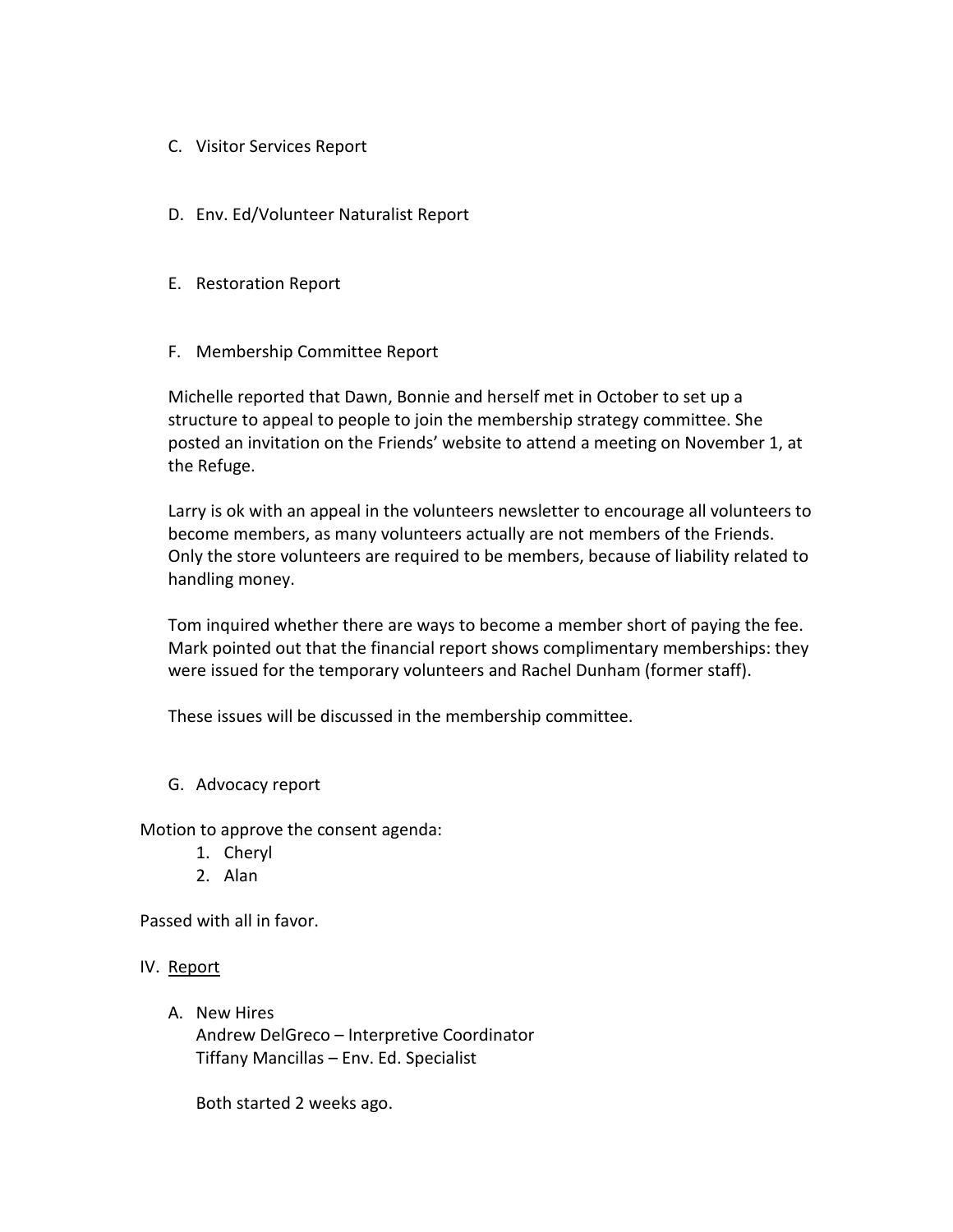C. Visitor Services Report

D. Env. Ed/Volunteer Naturalist Report

E. Restoration Report

F. Membership Committee Report

Michelle reported that Dawn, Bonnie and herself met in October to set up a structure to appeal to people to join the membership strategy committee. She posted an invitation on the Friends' website to attend a meeting on November 1, at the Refuge.

Larry is ok with an appeal in the volunteers newsletter to encourage all volunteers to become members, as many volunteers actually are not members of the Friends. Only the store volunteers are required to be members, because of liability related to handling money.

Tom inquired whether there are ways to become a member short of paying the fee. Mark pointed out that the financial report shows complimentary memberships: they were issued for the temporary volunteers and Rachel Dunham (former staff).

These issues will be discussed in the membership committee.

G. Advocacy report

Motion to approve the consent agenda:

1. Cheryl
2. Alan

Passed with all in favor.

IV. <u>Report</u>

A. New Hires
Andrew DelGreco – Interpretive Coordinator
Tiffany Mancillas – Env. Ed. Specialist

Both started 2 weeks ago.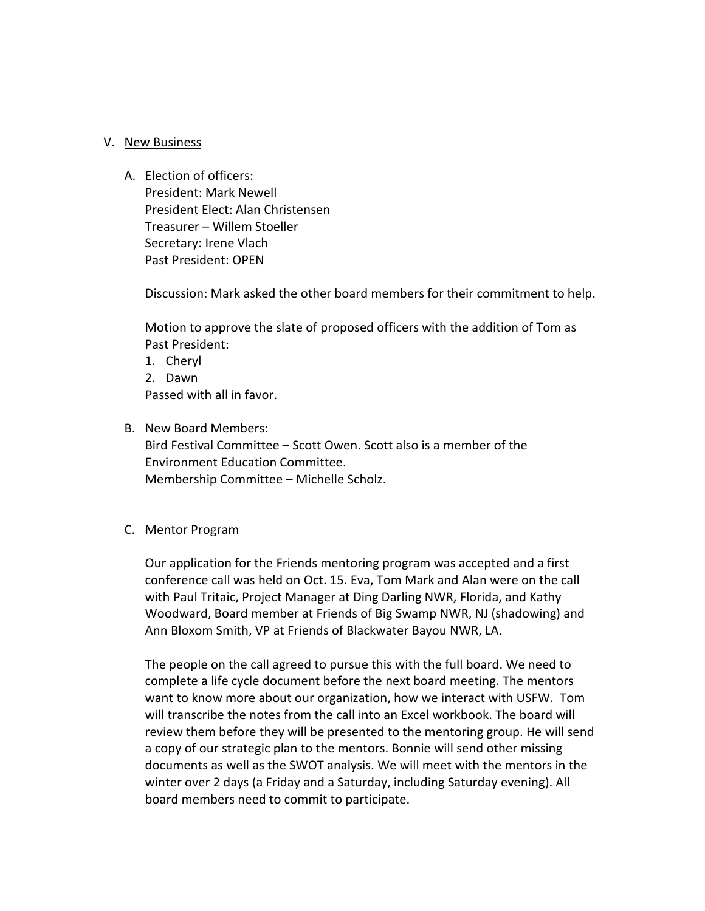V. <u>New Business</u>

A. Election of officers:
   President: Mark Newell
   President Elect: Alan Christensen
   Treasurer – Willem Stoeller
   Secretary: Irene Vlach
   Past President: OPEN

   Discussion: Mark asked the other board members for their commitment to help.

   Motion to approve the slate of proposed officers with the addition of Tom as Past President:
   1. Cheryl
   2. Dawn
   
   Passed with all in favor.

B. New Board Members:
   Bird Festival Committee – Scott Owen. Scott also is a member of the Environment Education Committee.
   Membership Committee – Michelle Scholz.

C. Mentor Program

   Our application for the Friends mentoring program was accepted and a first conference call was held on Oct. 15. Eva, Tom Mark and Alan were on the call with Paul Tritaic, Project Manager at Ding Darling NWR, Florida, and Kathy Woodward, Board member at Friends of Big Swamp NWR, NJ (shadowing) and Ann Bloxom Smith, VP at Friends of Blackwater Bayou NWR, LA.

   The people on the call agreed to pursue this with the full board. We need to complete a life cycle document before the next board meeting. The mentors want to know more about our organization, how we interact with USFW. Tom will transcribe the notes from the call into an Excel workbook. The board will review them before they will be presented to the mentoring group. He will send a copy of our strategic plan to the mentors. Bonnie will send other missing documents as well as the SWOT analysis. We will meet with the mentors in the winter over 2 days (a Friday and a Saturday, including Saturday evening). All board members need to commit to participate.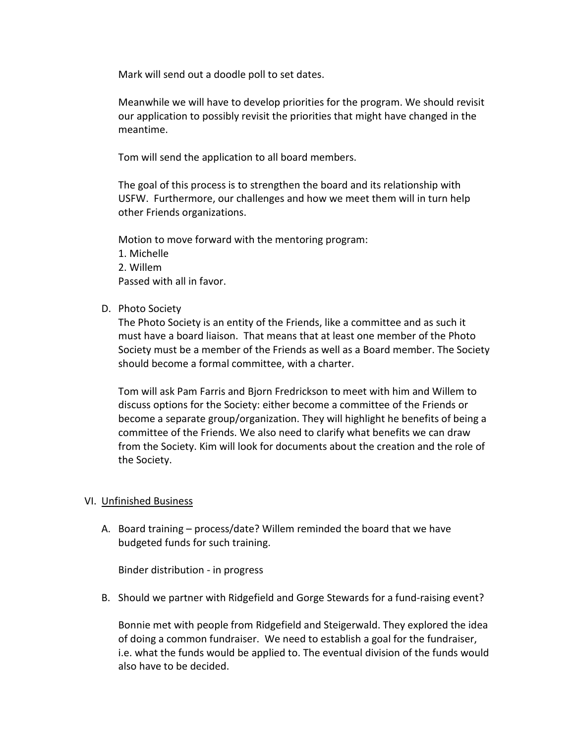Mark will send out a doodle poll to set dates.

Meanwhile we will have to develop priorities for the program. We should revisit our application to possibly revisit the priorities that might have changed in the meantime.

Tom will send the application to all board members.

The goal of this process is to strengthen the board and its relationship with USFW. Furthermore, our challenges and how we meet them will in turn help other Friends organizations.

Motion to move forward with the mentoring program:
1. Michelle
2. Willem
Passed with all in favor.

D. Photo Society

The Photo Society is an entity of the Friends, like a committee and as such it must have a board liaison. That means that at least one member of the Photo Society must be a member of the Friends as well as a Board member. The Society should become a formal committee, with a charter.

Tom will ask Pam Farris and Bjorn Fredrickson to meet with him and Willem to discuss options for the Society: either become a committee of the Friends or become a separate group/organization. They will highlight he benefits of being a committee of the Friends. We also need to clarify what benefits we can draw from the Society. Kim will look for documents about the creation and the role of the Society.

VI. <u>Unfinished Business</u>

A. Board training – process/date? Willem reminded the board that we have budgeted funds for such training.

Binder distribution - in progress

B. Should we partner with Ridgefield and Gorge Stewards for a fund-raising event?

Bonnie met with people from Ridgefield and Steigerwald. They explored the idea of doing a common fundraiser. We need to establish a goal for the fundraiser, i.e. what the funds would be applied to. The eventual division of the funds would also have to be decided.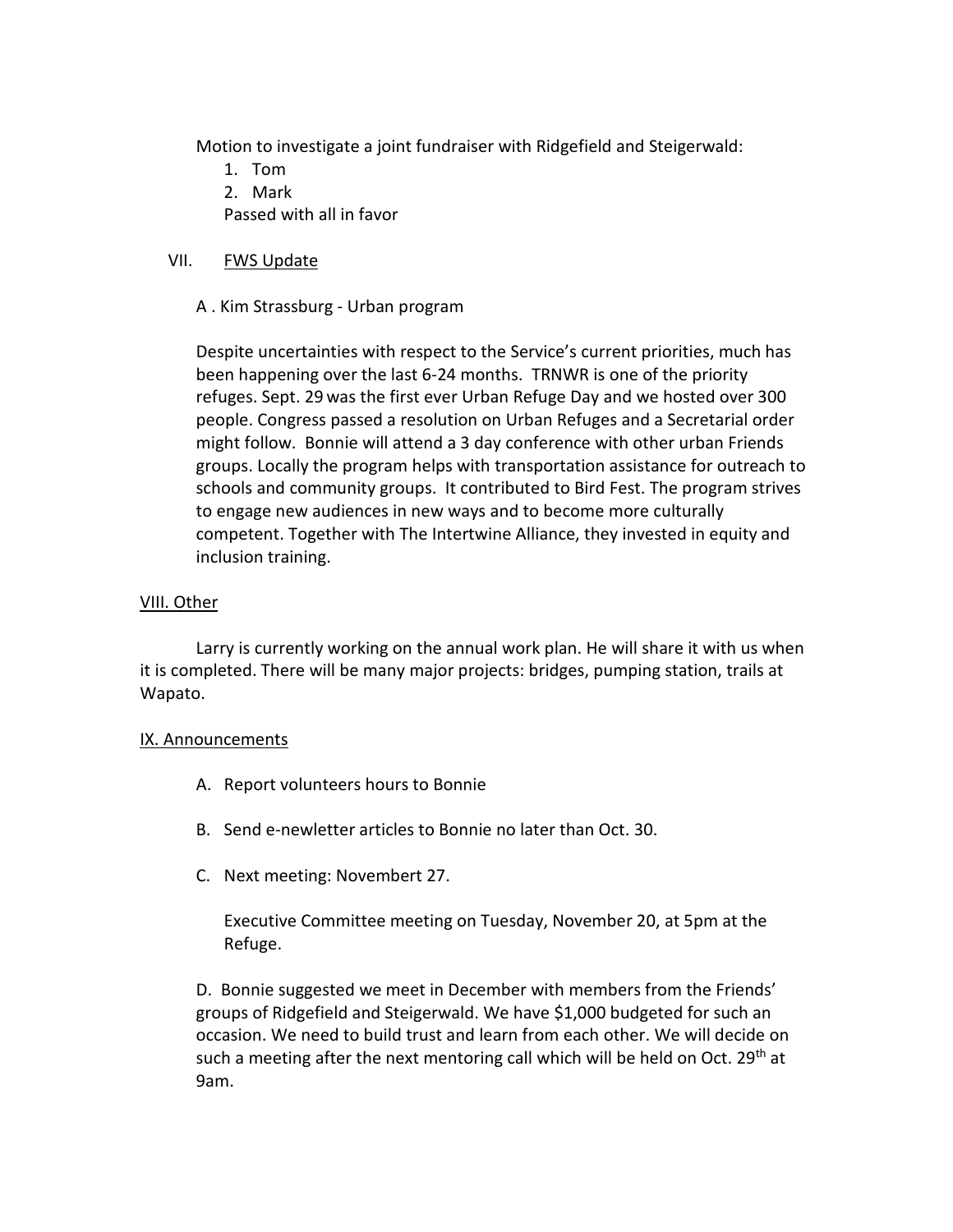Motion to investigate a joint fundraiser with Ridgefield and Steigerwald:

1. Tom
2. Mark

Passed with all in favor

VII. FWS Update

A . Kim Strassburg - Urban program

Despite uncertainties with respect to the Service's current priorities, much has been happening over the last 6-24 months. TRNWR is one of the priority refuges. Sept. 29 was the first ever Urban Refuge Day and we hosted over 300 people. Congress passed a resolution on Urban Refuges and a Secretarial order might follow. Bonnie will attend a 3 day conference with other urban Friends groups. Locally the program helps with transportation assistance for outreach to schools and community groups. It contributed to Bird Fest. The program strives to engage new audiences in new ways and to become more culturally competent. Together with The Intertwine Alliance, they invested in equity and inclusion training.

VIII. Other

Larry is currently working on the annual work plan. He will share it with us when it is completed. There will be many major projects: bridges, pumping station, trails at Wapato.

IX. Announcements

A. Report volunteers hours to Bonnie

B. Send e-newletter articles to Bonnie no later than Oct. 30.

C. Next meeting: Novembert 27.

Executive Committee meeting on Tuesday, November 20, at 5pm at the Refuge.

D. Bonnie suggested we meet in December with members from the Friends' groups of Ridgefield and Steigerwald. We have $1,000 budgeted for such an occasion. We need to build trust and learn from each other. We will decide on such a meeting after the next mentoring call which will be held on Oct. 29th at 9am.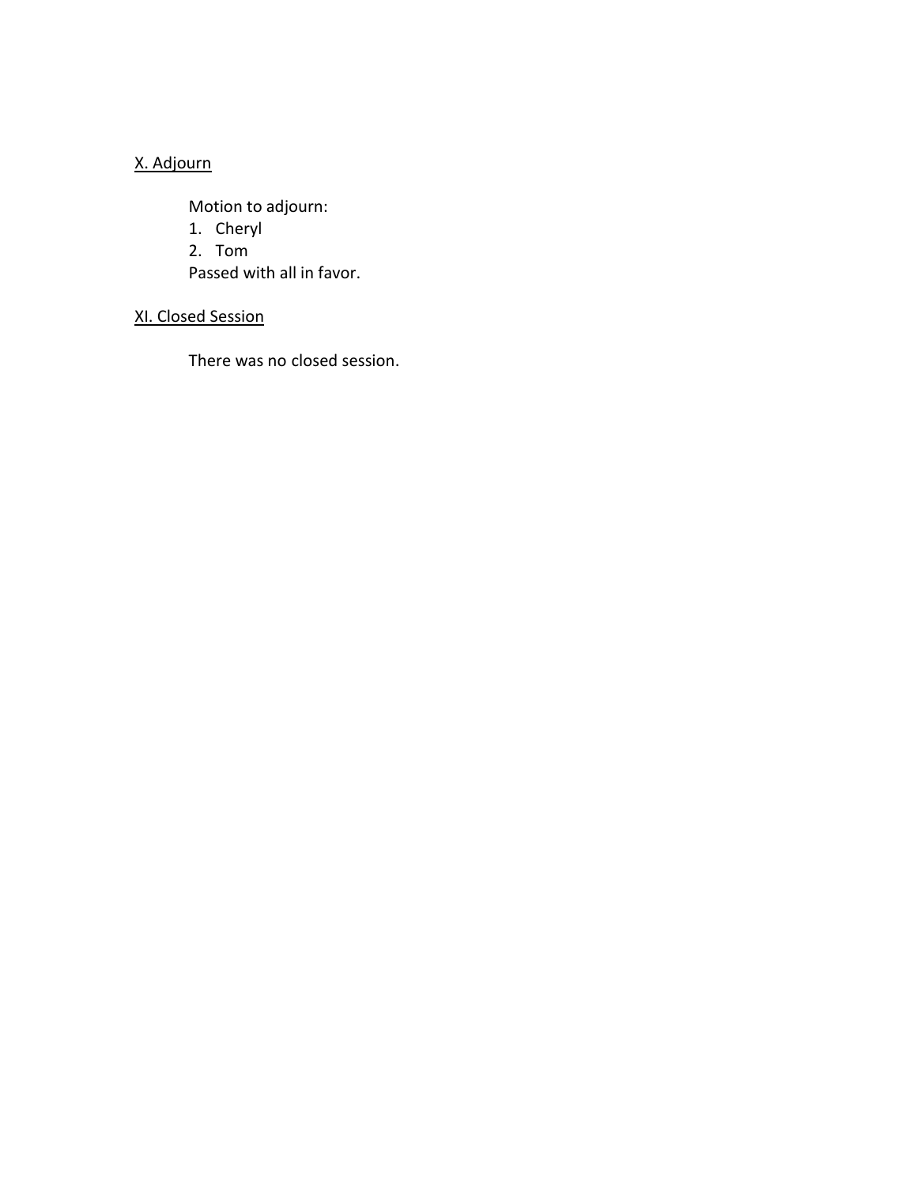X. Adjourn

Motion to adjourn:

1. Cheryl
2. Tom

Passed with all in favor.

XI. Closed Session

There was no closed session.